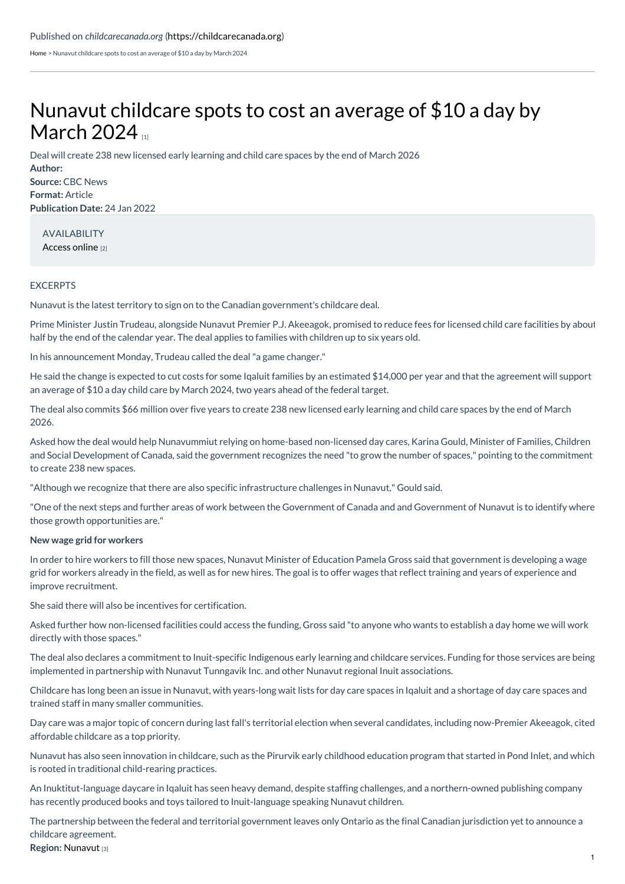Published on *childcarecanada.org* (https://childcarecanada.org)

Home > Nunavut childcare spots to cost an average of $10 a day by March 2024

# Nunavut childcare spots to cost an average of $10 a day by March 2024 [1]

Deal will create 238 new licensed early learning and child care spaces by the end of March 2026

**Author:**
**Source:** CBC News
**Format:** Article
**Publication Date:** 24 Jan 2022

AVAILABILITY
Access online [2]

EXCERPTS

Nunavut is the latest territory to sign on to the Canadian government's childcare deal.

Prime Minister Justin Trudeau, alongside Nunavut Premier P.J. Akeeagok, promised to reduce fees for licensed child care facilities by about half by the end of the calendar year. The deal applies to families with children up to six years old.

In his announcement Monday, Trudeau called the deal "a game changer."

He said the change is expected to cut costs for some Iqaluit families by an estimated $14,000 per year and that the agreement will support an average of $10 a day child care by March 2024, two years ahead of the federal target.

The deal also commits $66 million over five years to create 238 new licensed early learning and child care spaces by the end of March 2026.

Asked how the deal would help Nunavummiut relying on home-based non-licensed day cares, Karina Gould, Minister of Families, Children and Social Development of Canada, said the government recognizes the need "to grow the number of spaces," pointing to the commitment to create 238 new spaces.

"Although we recognize that there are also specific infrastructure challenges in Nunavut," Gould said.

"One of the next steps and further areas of work between the Government of Canada and and Government of Nunavut is to identify where those growth opportunities are."

**New wage grid for workers**

In order to hire workers to fill those new spaces, Nunavut Minister of Education Pamela Gross said that government is developing a wage grid for workers already in the field, as well as for new hires. The goal is to offer wages that reflect training and years of experience and improve recruitment.

She said there will also be incentives for certification.

Asked further how non-licensed facilities could access the funding, Gross said "to anyone who wants to establish a day home we will work directly with those spaces."

The deal also declares a commitment to Inuit-specific Indigenous early learning and childcare services. Funding for those services are being implemented in partnership with Nunavut Tunngavik Inc. and other Nunavut regional Inuit associations.

Childcare has long been an issue in Nunavut, with years-long wait lists for day care spaces in Iqaluit and a shortage of day care spaces and trained staff in many smaller communities.

Day care was a major topic of concern during last fall's territorial election when several candidates, including now-Premier Akeeagok, cited affordable childcare as a top priority.

Nunavut has also seen innovation in childcare, such as the Pirurvik early childhood education program that started in Pond Inlet, and which is rooted in traditional child-rearing practices.

An Inuktitut-language daycare in Iqaluit has seen heavy demand, despite staffing challenges, and a northern-owned publishing company has recently produced books and toys tailored to Inuit-language speaking Nunavut children.

The partnership between the federal and territorial government leaves only Ontario as the final Canadian jurisdiction yet to announce a childcare agreement.

**Region:** Nunavut [3]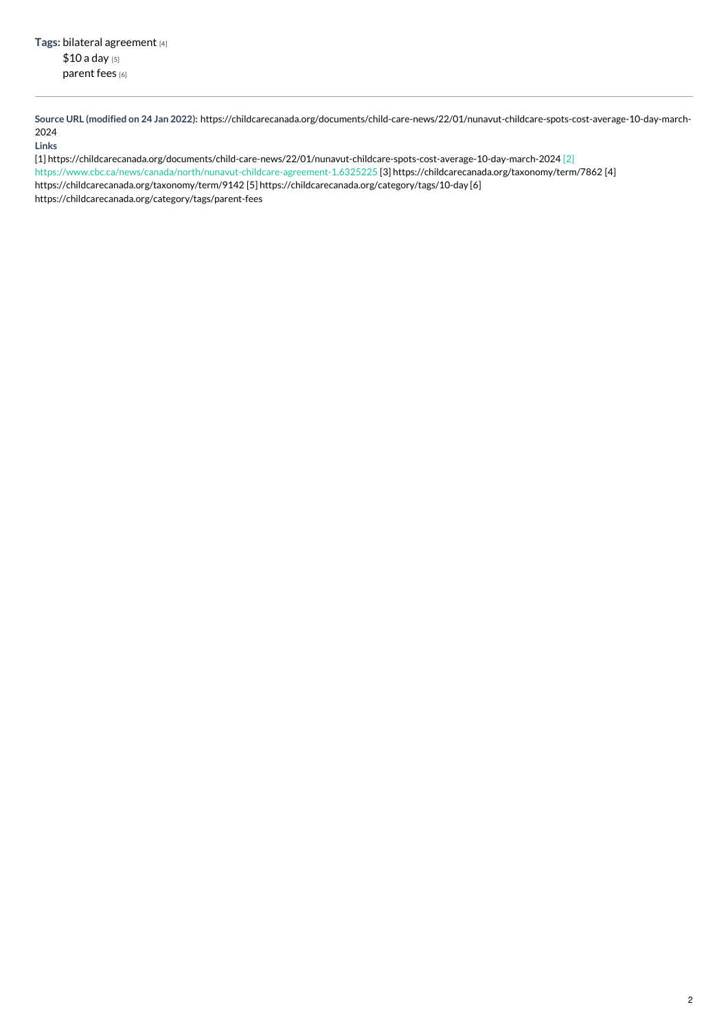**Tags:** bilateral agreement [4]
$10 a day [5]
parent fees [6]

---

**Source URL (modified on 24 Jan 2022):** https://childcarecanada.org/documents/child-care-news/22/01/nunavut-childcare-spots-cost-average-10-day-march-2024

**Links**

[1] https://childcarecanada.org/documents/child-care-news/22/01/nunavut-childcare-spots-cost-average-10-day-march-2024 [2] https://www.cbc.ca/news/canada/north/nunavut-childcare-agreement-1.6325225 [3] https://childcarecanada.org/taxonomy/term/7862 [4] https://childcarecanada.org/taxonomy/term/9142 [5] https://childcarecanada.org/category/tags/10-day [6] https://childcarecanada.org/category/tags/parent-fees